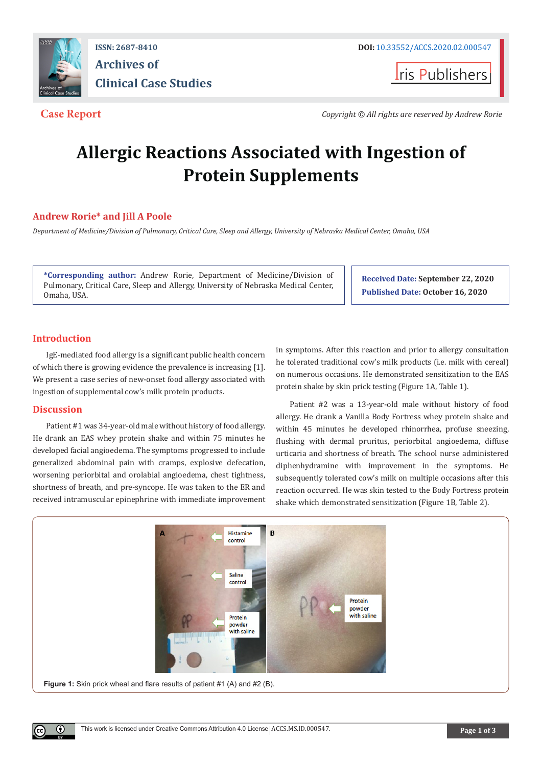ISSN: 2687-8410

Archives of Clinical Case Studies

DOI: 10.33552/ACCS.2020.02.000547

Iris Publishers

**Case Report**

*Copyright © All rights are reserved by Andrew Rorie*

# Allergic Reactions Associated with Ingestion of Protein Supplements

**Andrew Rorie* and Jill A Poole**

*Department of Medicine/Division of Pulmonary, Critical Care, Sleep and Allergy, University of Nebraska Medical Center, Omaha, USA*

***Corresponding author:** Andrew Rorie, Department of Medicine/Division of Pulmonary, Critical Care, Sleep and Allergy, University of Nebraska Medical Center, Omaha, USA.

**Received Date:** September 22, 2020

**Published Date:** October 16, 2020

## Introduction

IgE-mediated food allergy is a significant public health concern of which there is growing evidence the prevalence is increasing [1]. We present a case series of new-onset food allergy associated with ingestion of supplemental cow's milk protein products.

## Discussion

Patient #1 was 34-year-old male without history of food allergy. He drank an EAS whey protein shake and within 75 minutes he developed facial angioedema. The symptoms progressed to include generalized abdominal pain with cramps, explosive defecation, worsening periorbital and orolabial angioedema, chest tightness, shortness of breath, and pre-syncope. He was taken to the ER and received intramuscular epinephrine with immediate improvement in symptoms. After this reaction and prior to allergy consultation he tolerated traditional cow's milk products (i.e. milk with cereal) on numerous occasions. He demonstrated sensitization to the EAS protein shake by skin prick testing (Figure 1A, Table 1).

Patient #2 was a 13-year-old male without history of food allergy. He drank a Vanilla Body Fortress whey protein shake and within 45 minutes he developed rhinorrhea, profuse sneezing, flushing with dermal pruritus, periorbital angioedema, diffuse urticaria and shortness of breath. The school nurse administered diphenhydramine with improvement in the symptoms. He subsequently tolerated cow's milk on multiple occasions after this reaction occurred. He was skin tested to the Body Fortress protein shake which demonstrated sensitization (Figure 1B, Table 2).

**Figure 1:** Skin prick wheal and flare results of patient #1 (A) and #2 (B).

This work is licensed under Creative Commons Attribution 4.0 License | ACCS.MS.ID.000547.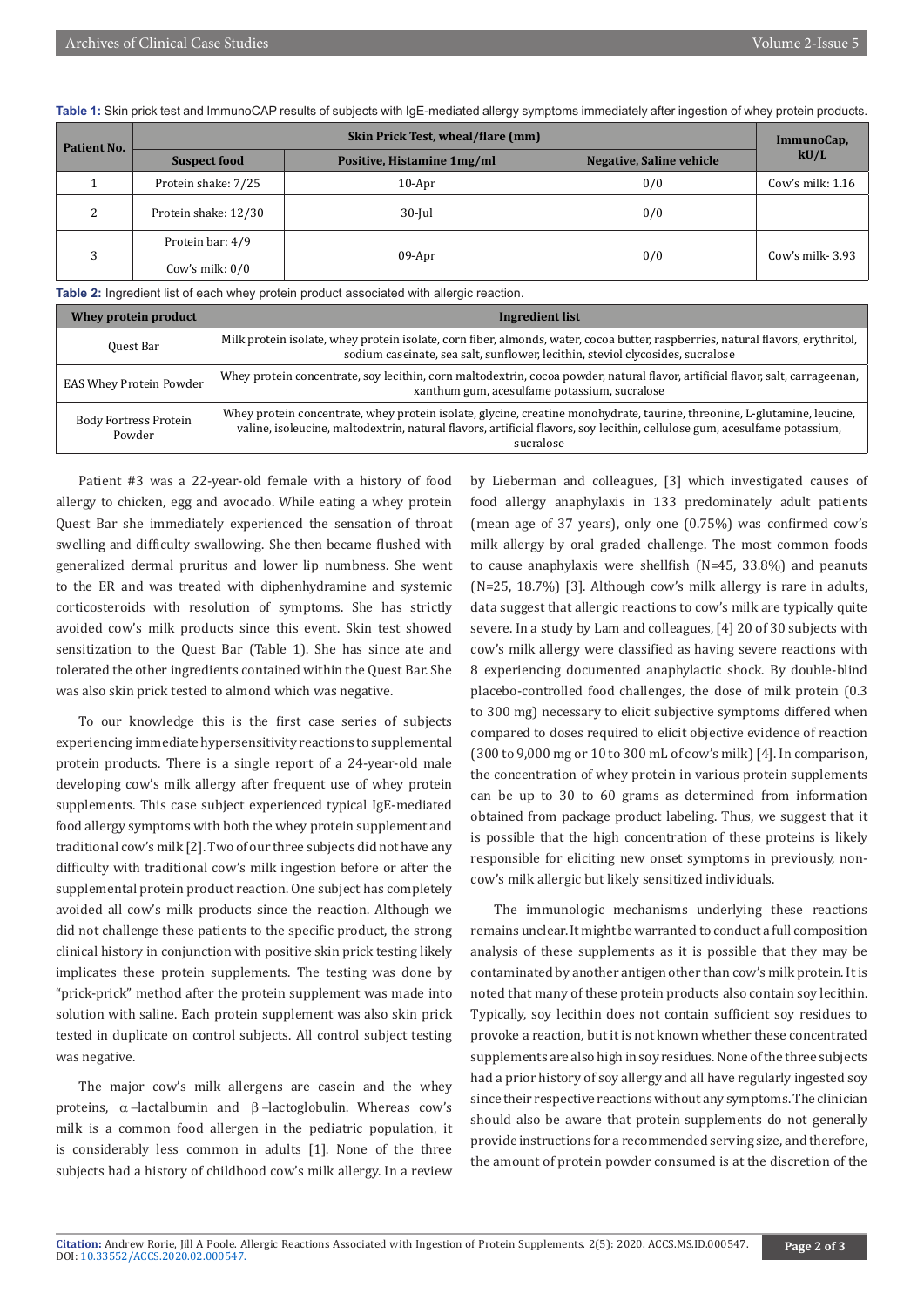**Table 1:** Skin prick test and ImmunoCAP results of subjects with IgE-mediated allergy symptoms immediately after ingestion of whey protein products.

| Patient No. | Skin Prick Test, wheal/flare (mm) | | | ImmunoCap, kU/L |
|---|---|---|---|---|
| | Suspect food | Positive, Histamine 1mg/ml | Negative, Saline vehicle | |
| 1 | Protein shake: 7/25 | 10-Apr | 0/0 | Cow's milk: 1.16 |
| 2 | Protein shake: 12/30 | 30-Jul | 0/0 | |
| 3 | Protein bar: 4/9<br>Cow's milk: 0/0 | 09-Apr | 0/0 | Cow's milk- 3.93 |

**Table 2:** Ingredient list of each whey protein product associated with allergic reaction.

| Whey protein product | Ingredient list |
|---|---|
| Quest Bar | Milk protein isolate, whey protein isolate, corn fiber, almonds, water, cocoa butter, raspberries, natural flavors, erythritol, sodium caseinate, sea salt, sunflower, lecithin, steviol clycosides, sucralose |
| EAS Whey Protein Powder | Whey protein concentrate, soy lecithin, corn maltodextrin, cocoa powder, natural flavor, artificial flavor, salt, carrageenan, xanthum gum, acesulfame potassium, sucralose |
| Body Fortress Protein Powder | Whey protein concentrate, whey protein isolate, glycine, creatine monohydrate, taurine, threonine, L-glutamine, leucine, valine, isoleucine, maltodextrin, natural flavors, artificial flavors, soy lecithin, cellulose gum, acesulfame potassium, sucralose |

Patient #3 was a 22-year-old female with a history of food allergy to chicken, egg and avocado. While eating a whey protein Quest Bar she immediately experienced the sensation of throat swelling and difficulty swallowing. She then became flushed with generalized dermal pruritus and lower lip numbness. She went to the ER and was treated with diphenhydramine and systemic corticosteroids with resolution of symptoms. She has strictly avoided cow's milk products since this event. Skin test showed sensitization to the Quest Bar (Table 1). She has since ate and tolerated the other ingredients contained within the Quest Bar. She was also skin prick tested to almond which was negative.

To our knowledge this is the first case series of subjects experiencing immediate hypersensitivity reactions to supplemental protein products. There is a single report of a 24-year-old male developing cow's milk allergy after frequent use of whey protein supplements. This case subject experienced typical IgE-mediated food allergy symptoms with both the whey protein supplement and traditional cow's milk [2]. Two of our three subjects did not have any difficulty with traditional cow's milk ingestion before or after the supplemental protein product reaction. One subject has completely avoided all cow's milk products since the reaction. Although we did not challenge these patients to the specific product, the strong clinical history in conjunction with positive skin prick testing likely implicates these protein supplements. The testing was done by "prick-prick" method after the protein supplement was made into solution with saline. Each protein supplement was also skin prick tested in duplicate on control subjects. All control subject testing was negative.

The major cow's milk allergens are casein and the whey proteins, α–lactalbumin and β–lactoglobulin. Whereas cow's milk is a common food allergen in the pediatric population, it is considerably less common in adults [1]. None of the three subjects had a history of childhood cow's milk allergy. In a review by Lieberman and colleagues, [3] which investigated causes of food allergy anaphylaxis in 133 predominately adult patients (mean age of 37 years), only one (0.75%) was confirmed cow's milk allergy by oral graded challenge. The most common foods to cause anaphylaxis were shellfish (N=45, 33.8%) and peanuts (N=25, 18.7%) [3]. Although cow's milk allergy is rare in adults, data suggest that allergic reactions to cow's milk are typically quite severe. In a study by Lam and colleagues, [4] 20 of 30 subjects with cow's milk allergy were classified as having severe reactions with 8 experiencing documented anaphylactic shock. By double-blind placebo-controlled food challenges, the dose of milk protein (0.3 to 300 mg) necessary to elicit subjective symptoms differed when compared to doses required to elicit objective evidence of reaction (300 to 9,000 mg or 10 to 300 mL of cow's milk) [4]. In comparison, the concentration of whey protein in various protein supplements can be up to 30 to 60 grams as determined from information obtained from package product labeling. Thus, we suggest that it is possible that the high concentration of these proteins is likely responsible for eliciting new onset symptoms in previously, non-cow's milk allergic but likely sensitized individuals.

The immunologic mechanisms underlying these reactions remains unclear. It might be warranted to conduct a full composition analysis of these supplements as it is possible that they may be contaminated by another antigen other than cow's milk protein. It is noted that many of these protein products also contain soy lecithin. Typically, soy lecithin does not contain sufficient soy residues to provoke a reaction, but it is not known whether these concentrated supplements are also high in soy residues. None of the three subjects had a prior history of soy allergy and all have regularly ingested soy since their respective reactions without any symptoms. The clinician should also be aware that protein supplements do not generally provide instructions for a recommended serving size, and therefore, the amount of protein powder consumed is at the discretion of the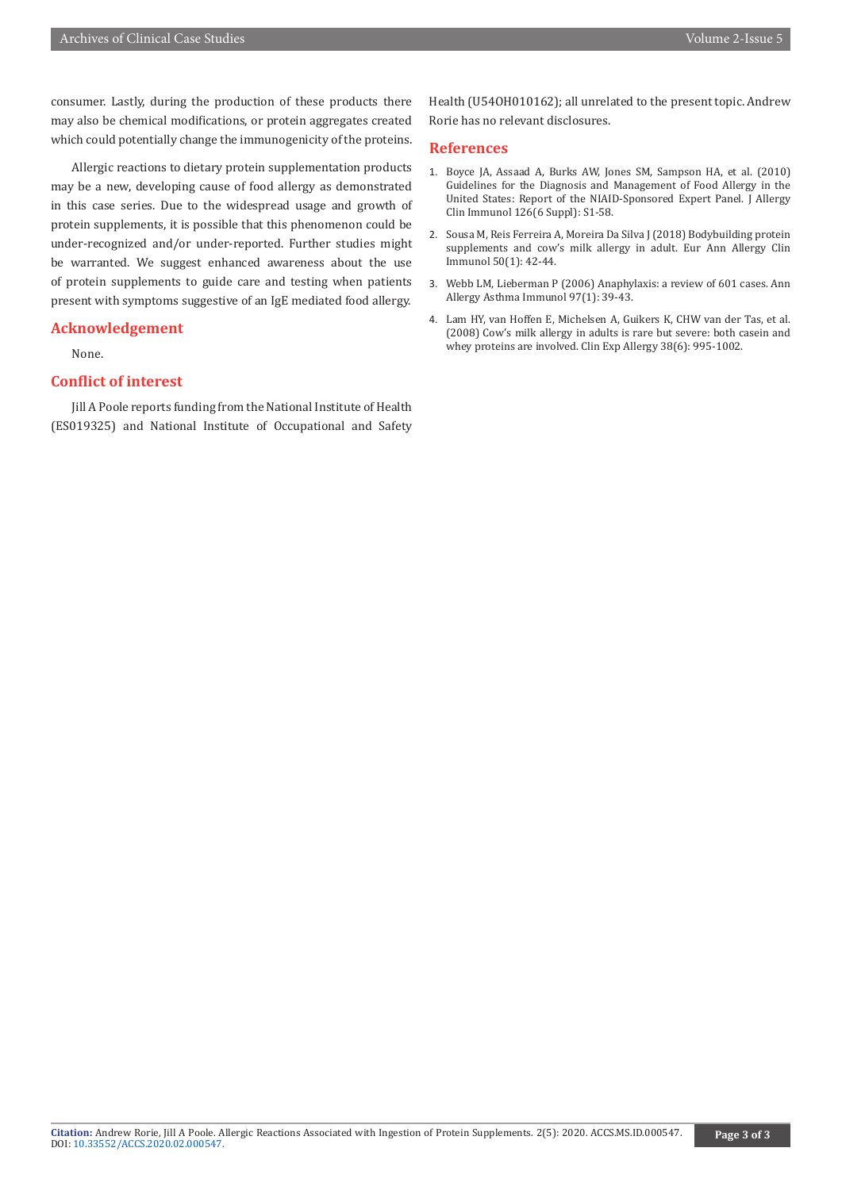consumer. Lastly, during the production of these products there may also be chemical modifications, or protein aggregates created which could potentially change the immunogenicity of the proteins.

Allergic reactions to dietary protein supplementation products may be a new, developing cause of food allergy as demonstrated in this case series. Due to the widespread usage and growth of protein supplements, it is possible that this phenomenon could be under-recognized and/or under-reported. Further studies might be warranted. We suggest enhanced awareness about the use of protein supplements to guide care and testing when patients present with symptoms suggestive of an IgE mediated food allergy.

## Acknowledgement

None.

## Conflict of interest

Jill A Poole reports funding from the National Institute of Health (ES019325) and National Institute of Occupational and Safety Health (U54OH010162); all unrelated to the present topic. Andrew Rorie has no relevant disclosures.

## References

1. Boyce JA, Assaad A, Burks AW, Jones SM, Sampson HA, et al. (2010) Guidelines for the Diagnosis and Management of Food Allergy in the United States: Report of the NIAID-Sponsored Expert Panel. J Allergy Clin Immunol 126(6 Suppl): S1-58.
2. Sousa M, Reis Ferreira A, Moreira Da Silva J (2018) Bodybuilding protein supplements and cow's milk allergy in adult. Eur Ann Allergy Clin Immunol 50(1): 42-44.
3. Webb LM, Lieberman P (2006) Anaphylaxis: a review of 601 cases. Ann Allergy Asthma Immunol 97(1): 39-43.
4. Lam HY, van Hoffen E, Michelsen A, Guikers K, CHW van der Tas, et al. (2008) Cow's milk allergy in adults is rare but severe: both casein and whey proteins are involved. Clin Exp Allergy 38(6): 995-1002.